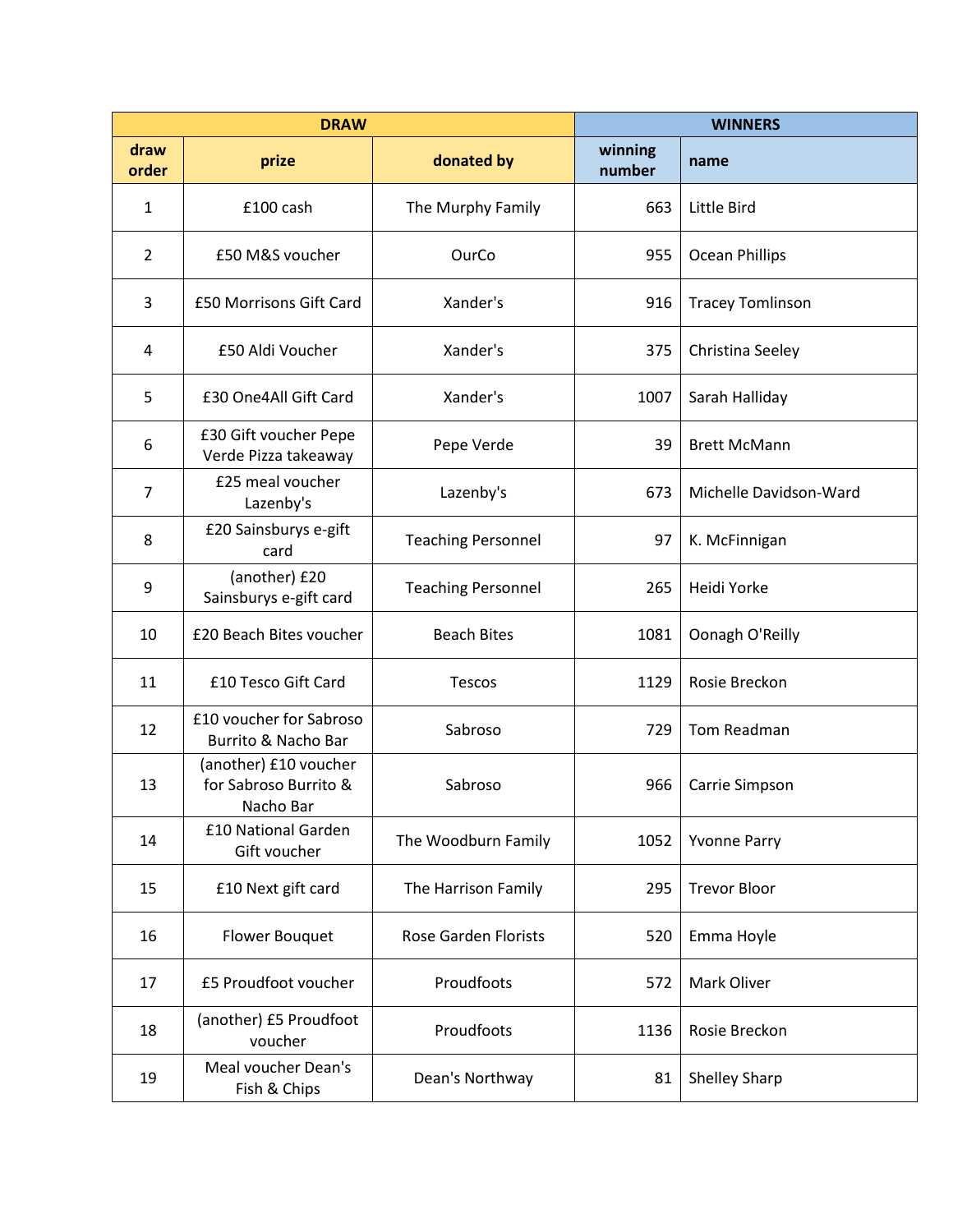| DRAW | | | WINNERS | |
|---|---|---|---|---|
| draw order | prize | donated by | winning number | name |
| 1 | £100 cash | The Murphy Family | 663 | Little Bird |
| 2 | £50 M&S voucher | OurCo | 955 | Ocean Phillips |
| 3 | £50 Morrisons Gift Card | Xander's | 916 | Tracey Tomlinson |
| 4 | £50 Aldi Voucher | Xander's | 375 | Christina Seeley |
| 5 | £30 One4All Gift Card | Xander's | 1007 | Sarah Halliday |
| 6 | £30 Gift voucher Pepe Verde Pizza takeaway | Pepe Verde | 39 | Brett McMann |
| 7 | £25 meal voucher Lazenby's | Lazenby's | 673 | Michelle Davidson-Ward |
| 8 | £20 Sainsburys e-gift card | Teaching Personnel | 97 | K. McFinnigan |
| 9 | (another) £20 Sainsburys e-gift card | Teaching Personnel | 265 | Heidi Yorke |
| 10 | £20 Beach Bites voucher | Beach Bites | 1081 | Oonagh O'Reilly |
| 11 | £10 Tesco Gift Card | Tescos | 1129 | Rosie Breckon |
| 12 | £10 voucher for Sabroso Burrito & Nacho Bar | Sabroso | 729 | Tom Readman |
| 13 | (another) £10 voucher for Sabroso Burrito & Nacho Bar | Sabroso | 966 | Carrie Simpson |
| 14 | £10 National Garden Gift voucher | The Woodburn Family | 1052 | Yvonne Parry |
| 15 | £10 Next gift card | The Harrison Family | 295 | Trevor Bloor |
| 16 | Flower Bouquet | Rose Garden Florists | 520 | Emma Hoyle |
| 17 | £5 Proudfoot voucher | Proudfoots | 572 | Mark Oliver |
| 18 | (another) £5 Proudfoot voucher | Proudfoots | 1136 | Rosie Breckon |
| 19 | Meal voucher Dean's Fish & Chips | Dean's Northway | 81 | Shelley Sharp |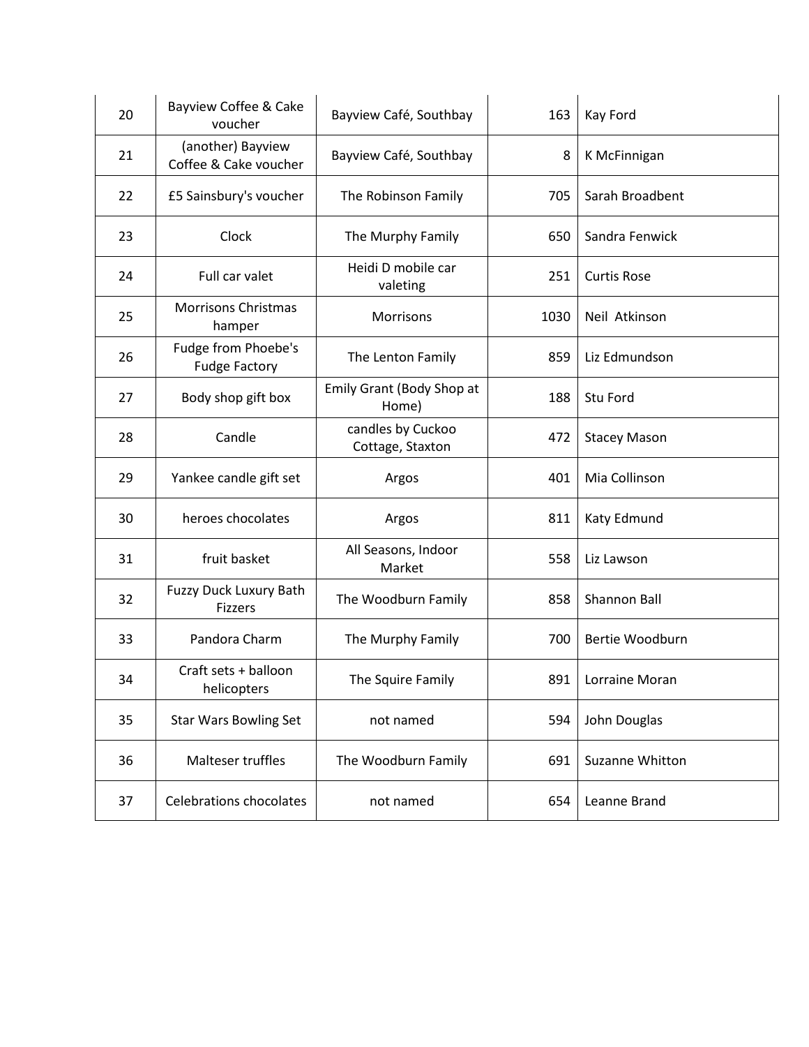| | | | | |
|---|---|---|---|---|
| 20 | Bayview Coffee & Cake voucher | Bayview Café, Southbay | 163 | Kay Ford |
| 21 | (another) Bayview Coffee & Cake voucher | Bayview Café, Southbay | 8 | K McFinnigan |
| 22 | £5 Sainsbury's voucher | The Robinson Family | 705 | Sarah Broadbent |
| 23 | Clock | The Murphy Family | 650 | Sandra Fenwick |
| 24 | Full car valet | Heidi D mobile car valeting | 251 | Curtis Rose |
| 25 | Morrisons Christmas hamper | Morrisons | 1030 | Neil Atkinson |
| 26 | Fudge from Phoebe's Fudge Factory | The Lenton Family | 859 | Liz Edmundson |
| 27 | Body shop gift box | Emily Grant (Body Shop at Home) | 188 | Stu Ford |
| 28 | Candle | candles by Cuckoo Cottage, Staxton | 472 | Stacey Mason |
| 29 | Yankee candle gift set | Argos | 401 | Mia Collinson |
| 30 | heroes chocolates | Argos | 811 | Katy Edmund |
| 31 | fruit basket | All Seasons, Indoor Market | 558 | Liz Lawson |
| 32 | Fuzzy Duck Luxury Bath Fizzers | The Woodburn Family | 858 | Shannon Ball |
| 33 | Pandora Charm | The Murphy Family | 700 | Bertie Woodburn |
| 34 | Craft sets + balloon helicopters | The Squire Family | 891 | Lorraine Moran |
| 35 | Star Wars Bowling Set | not named | 594 | John Douglas |
| 36 | Malteser truffles | The Woodburn Family | 691 | Suzanne Whitton |
| 37 | Celebrations chocolates | not named | 654 | Leanne Brand |